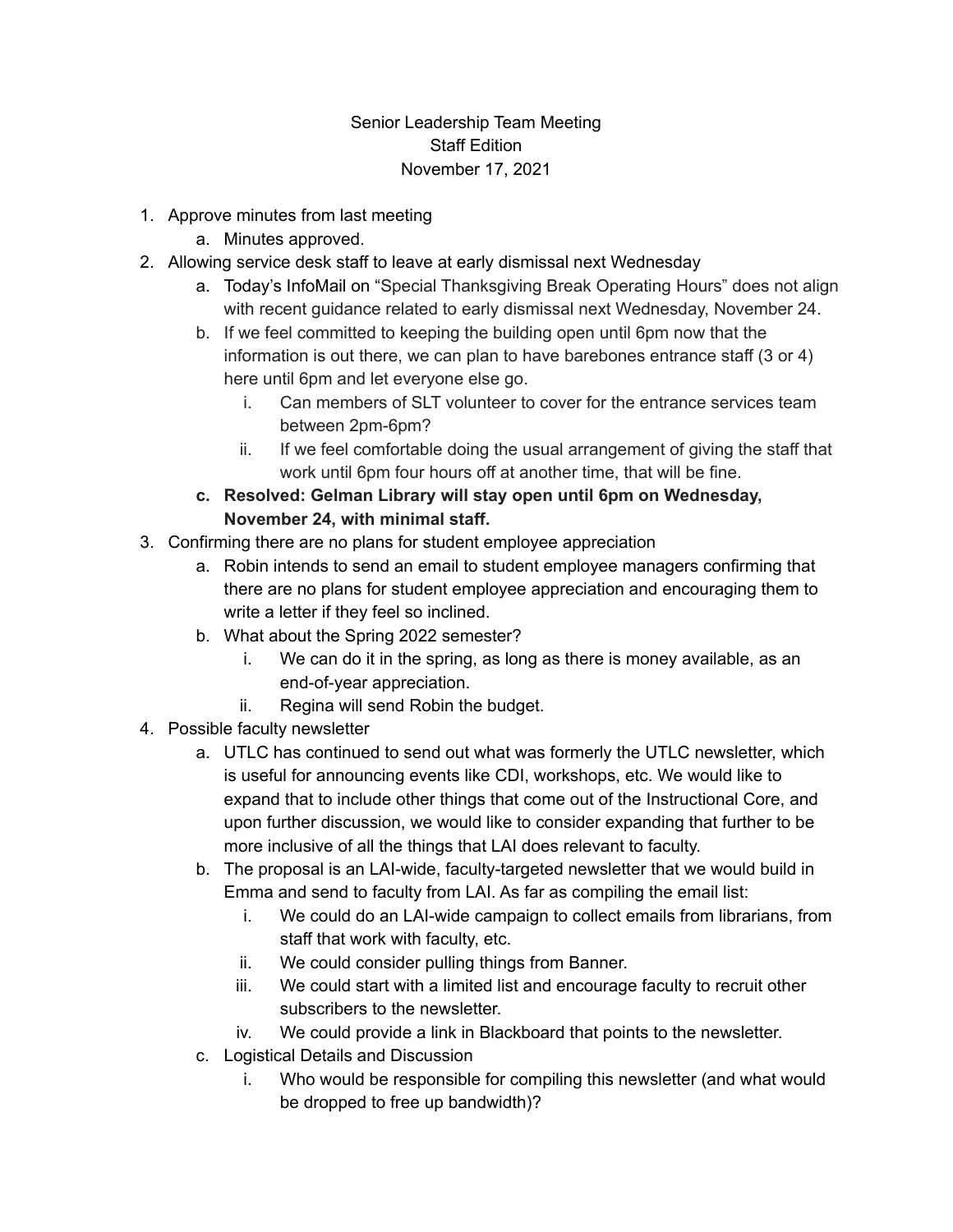Senior Leadership Team Meeting
Staff Edition
November 17, 2021

1. Approve minutes from last meeting
   a. Minutes approved.
2. Allowing service desk staff to leave at early dismissal next Wednesday
   a. Today's InfoMail on "Special Thanksgiving Break Operating Hours" does not align with recent guidance related to early dismissal next Wednesday, November 24.
   b. If we feel committed to keeping the building open until 6pm now that the information is out there, we can plan to have barebones entrance staff (3 or 4) here until 6pm and let everyone else go.
      i. Can members of SLT volunteer to cover for the entrance services team between 2pm-6pm?
      ii. If we feel comfortable doing the usual arrangement of giving the staff that work until 6pm four hours off at another time, that will be fine.
   c. **Resolved: Gelman Library will stay open until 6pm on Wednesday, November 24, with minimal staff.**
3. Confirming there are no plans for student employee appreciation
   a. Robin intends to send an email to student employee managers confirming that there are no plans for student employee appreciation and encouraging them to write a letter if they feel so inclined.
   b. What about the Spring 2022 semester?
      i. We can do it in the spring, as long as there is money available, as an end-of-year appreciation.
      ii. Regina will send Robin the budget.
4. Possible faculty newsletter
   a. UTLC has continued to send out what was formerly the UTLC newsletter, which is useful for announcing events like CDI, workshops, etc. We would like to expand that to include other things that come out of the Instructional Core, and upon further discussion, we would like to consider expanding that further to be more inclusive of all the things that LAI does relevant to faculty.
   b. The proposal is an LAI-wide, faculty-targeted newsletter that we would build in Emma and send to faculty from LAI. As far as compiling the email list:
      i. We could do an LAI-wide campaign to collect emails from librarians, from staff that work with faculty, etc.
      ii. We could consider pulling things from Banner.
      iii. We could start with a limited list and encourage faculty to recruit other subscribers to the newsletter.
      iv. We could provide a link in Blackboard that points to the newsletter.
   c. Logistical Details and Discussion
      i. Who would be responsible for compiling this newsletter (and what would be dropped to free up bandwidth)?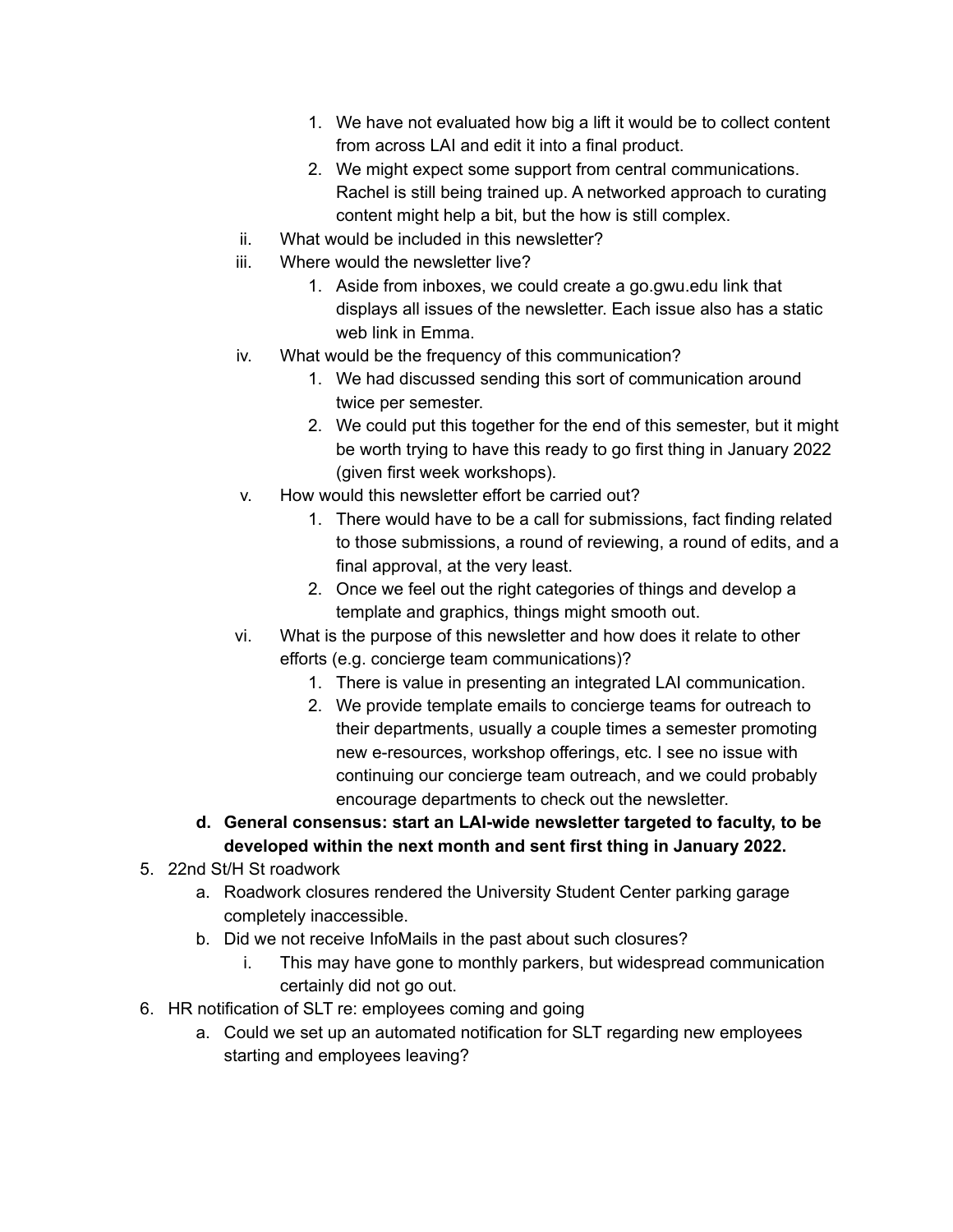1. We have not evaluated how big a lift it would be to collect content from across LAI and edit it into a final product.
2. We might expect some support from central communications. Rachel is still being trained up. A networked approach to curating content might help a bit, but the how is still complex.

ii. What would be included in this newsletter?

iii. Where would the newsletter live?

1. Aside from inboxes, we could create a go.gwu.edu link that displays all issues of the newsletter. Each issue also has a static web link in Emma.

iv. What would be the frequency of this communication?

1. We had discussed sending this sort of communication around twice per semester.
2. We could put this together for the end of this semester, but it might be worth trying to have this ready to go first thing in January 2022 (given first week workshops).

v. How would this newsletter effort be carried out?

1. There would have to be a call for submissions, fact finding related to those submissions, a round of reviewing, a round of edits, and a final approval, at the very least.
2. Once we feel out the right categories of things and develop a template and graphics, things might smooth out.

vi. What is the purpose of this newsletter and how does it relate to other efforts (e.g. concierge team communications)?

1. There is value in presenting an integrated LAI communication.
2. We provide template emails to concierge teams for outreach to their departments, usually a couple times a semester promoting new e-resources, workshop offerings, etc. I see no issue with continuing our concierge team outreach, and we could probably encourage departments to check out the newsletter.

**d. General consensus: start an LAI-wide newsletter targeted to faculty, to be developed within the next month and sent first thing in January 2022.**

5. 22nd St/H St roadwork
   a. Roadwork closures rendered the University Student Center parking garage completely inaccessible.
   b. Did we not receive InfoMails in the past about such closures?
      i. This may have gone to monthly parkers, but widespread communication certainly did not go out.
6. HR notification of SLT re: employees coming and going
   a. Could we set up an automated notification for SLT regarding new employees starting and employees leaving?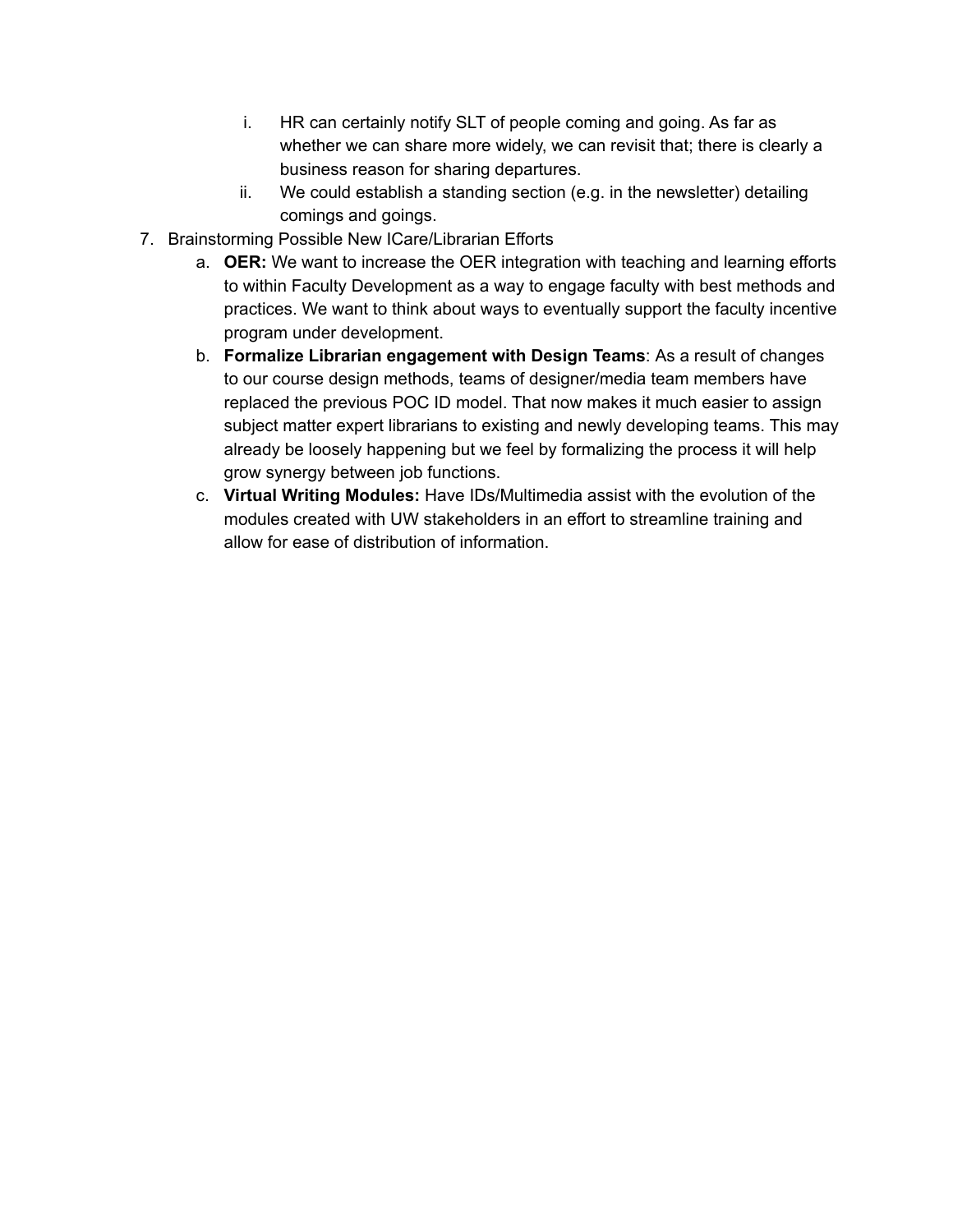i. HR can certainly notify SLT of people coming and going. As far as whether we can share more widely, we can revisit that; there is clearly a business reason for sharing departures.
      ii. We could establish a standing section (e.g. in the newsletter) detailing comings and goings.

7. Brainstorming Possible New ICare/Librarian Efforts
   a. **OER:** We want to increase the OER integration with teaching and learning efforts to within Faculty Development as a way to engage faculty with best methods and practices. We want to think about ways to eventually support the faculty incentive program under development.
   b. **Formalize Librarian engagement with Design Teams**: As a result of changes to our course design methods, teams of designer/media team members have replaced the previous POC ID model. That now makes it much easier to assign subject matter expert librarians to existing and newly developing teams. This may already be loosely happening but we feel by formalizing the process it will help grow synergy between job functions.
   c. **Virtual Writing Modules:** Have IDs/Multimedia assist with the evolution of the modules created with UW stakeholders in an effort to streamline training and allow for ease of distribution of information.